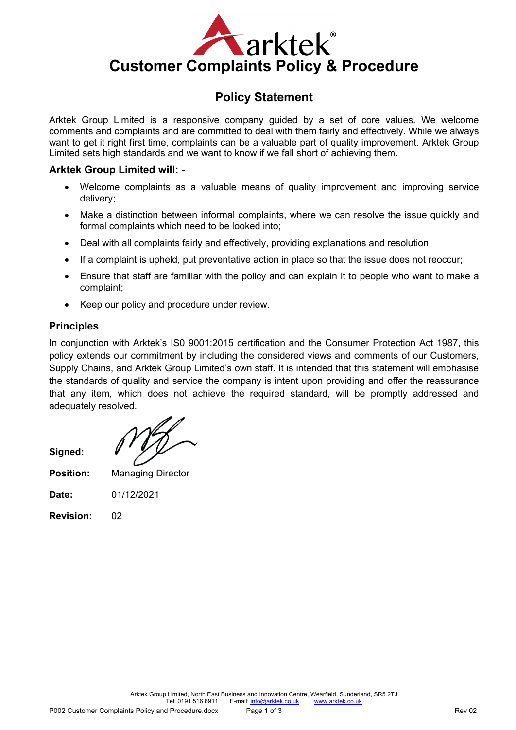# Customer Complaints Policy & Procedure

## Policy Statement

Arktek Group Limited is a responsive company guided by a set of core values. We welcome comments and complaints and are committed to deal with them fairly and effectively. While we always want to get it right first time, complaints can be a valuable part of quality improvement. Arktek Group Limited sets high standards and we want to know if we fall short of achieving them.

### Arktek Group Limited will: -

- Welcome complaints as a valuable means of quality improvement and improving service delivery;
- Make a distinction between informal complaints, where we can resolve the issue quickly and formal complaints which need to be looked into;
- Deal with all complaints fairly and effectively, providing explanations and resolution;
- If a complaint is upheld, put preventative action in place so that the issue does not reoccur;
- Ensure that staff are familiar with the policy and can explain it to people who want to make a complaint;
- Keep our policy and procedure under review.

### Principles

In conjunction with Arktek's IS0 9001:2015 certification and the Consumer Protection Act 1987, this policy extends our commitment by including the considered views and comments of our Customers, Supply Chains, and Arktek Group Limited's own staff. It is intended that this statement will emphasise the standards of quality and service the company is intent upon providing and offer the reassurance that any item, which does not achieve the required standard, will be promptly addressed and adequately resolved.

**Signed:**

**Position:** Managing Director

**Date:** 01/12/2021

**Revision:** 02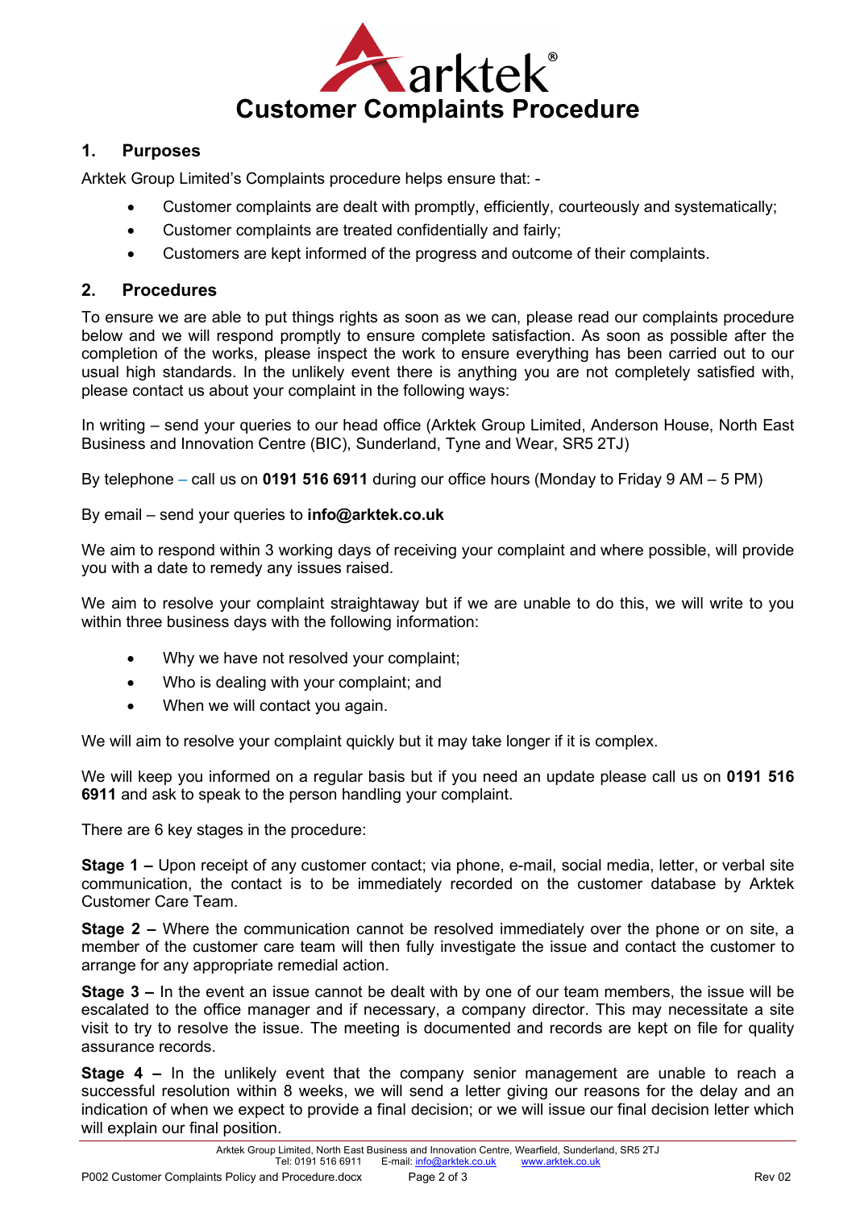# Customer Complaints Procedure

## 1. Purposes

Arktek Group Limited's Complaints procedure helps ensure that: -

- Customer complaints are dealt with promptly, efficiently, courteously and systematically;
- Customer complaints are treated confidentially and fairly;
- Customers are kept informed of the progress and outcome of their complaints.

## 2. Procedures

To ensure we are able to put things rights as soon as we can, please read our complaints procedure below and we will respond promptly to ensure complete satisfaction. As soon as possible after the completion of the works, please inspect the work to ensure everything has been carried out to our usual high standards. In the unlikely event there is anything you are not completely satisfied with, please contact us about your complaint in the following ways:

In writing – send your queries to our head office (Arktek Group Limited, Anderson House, North East Business and Innovation Centre (BIC), Sunderland, Tyne and Wear, SR5 2TJ)

By telephone – call us on **0191 516 6911** during our office hours (Monday to Friday 9 AM – 5 PM)

By email – send your queries to **info@arktek.co.uk**

We aim to respond within 3 working days of receiving your complaint and where possible, will provide you with a date to remedy any issues raised.

We aim to resolve your complaint straightaway but if we are unable to do this, we will write to you within three business days with the following information:

- Why we have not resolved your complaint;
- Who is dealing with your complaint; and
- When we will contact you again.

We will aim to resolve your complaint quickly but it may take longer if it is complex.

We will keep you informed on a regular basis but if you need an update please call us on **0191 516 6911** and ask to speak to the person handling your complaint.

There are 6 key stages in the procedure:

**Stage 1 –** Upon receipt of any customer contact; via phone, e-mail, social media, letter, or verbal site communication, the contact is to be immediately recorded on the customer database by Arktek Customer Care Team.

**Stage 2 –** Where the communication cannot be resolved immediately over the phone or on site, a member of the customer care team will then fully investigate the issue and contact the customer to arrange for any appropriate remedial action.

**Stage 3 –** In the event an issue cannot be dealt with by one of our team members, the issue will be escalated to the office manager and if necessary, a company director. This may necessitate a site visit to try to resolve the issue. The meeting is documented and records are kept on file for quality assurance records.

**Stage 4 –** In the unlikely event that the company senior management are unable to reach a successful resolution within 8 weeks, we will send a letter giving our reasons for the delay and an indication of when we expect to provide a final decision; or we will issue our final decision letter which will explain our final position.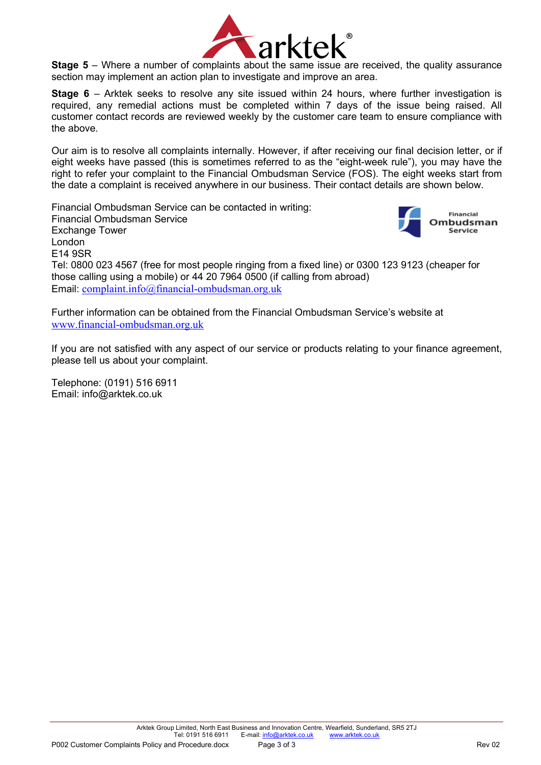**Stage 5** – Where a number of complaints about the same issue are received, the quality assurance section may implement an action plan to investigate and improve an area.

**Stage 6** – Arktek seeks to resolve any site issued within 24 hours, where further investigation is required, any remedial actions must be completed within 7 days of the issue being raised. All customer contact records are reviewed weekly by the customer care team to ensure compliance with the above.

Our aim is to resolve all complaints internally. However, if after receiving our final decision letter, or if eight weeks have passed (this is sometimes referred to as the "eight-week rule"), you may have the right to refer your complaint to the Financial Ombudsman Service (FOS). The eight weeks start from the date a complaint is received anywhere in our business. Their contact details are shown below.

Financial Ombudsman Service can be contacted in writing:
Financial Ombudsman Service
Exchange Tower
London
E14 9SR
Tel: 0800 023 4567 (free for most people ringing from a fixed line) or 0300 123 9123 (cheaper for those calling using a mobile) or 44 20 7964 0500 (if calling from abroad)
Email: complaint.info@financial-ombudsman.org.uk

Further information can be obtained from the Financial Ombudsman Service's website at www.financial-ombudsman.org.uk

If you are not satisfied with any aspect of our service or products relating to your finance agreement, please tell us about your complaint.

Telephone: (0191) 516 6911
Email: info@arktek.co.uk